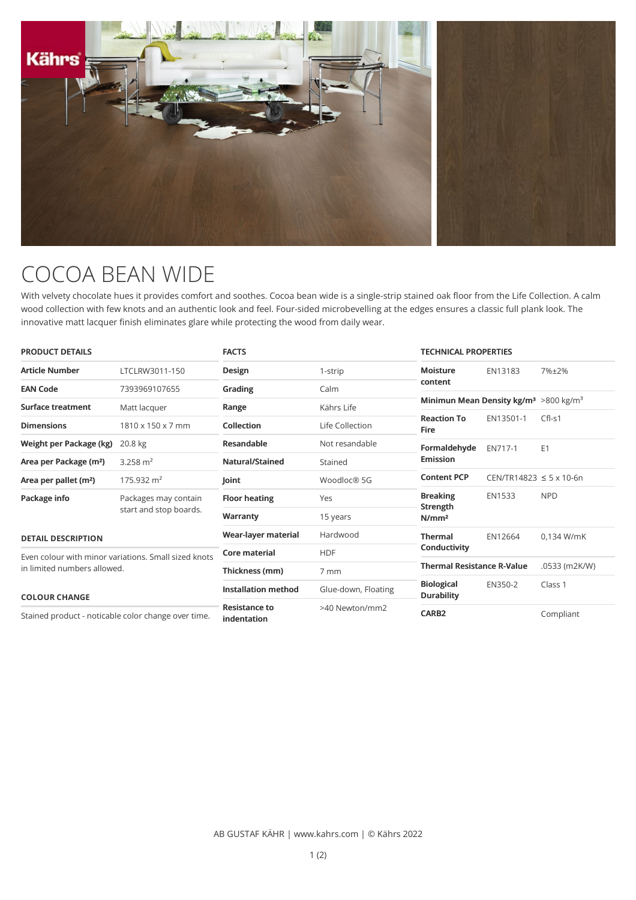# COCOA BEAN WIDE

With velvety chocolate hues it provides comfort and soothes. Cocoa bean wide is a single-strip stained oak floor from the Life Collection. A calm wood collection with few knots and an authentic look and feel. Four-sided microbevelling at the edges ensures a classic full plank look. The innovative matt lacquer finish eliminates glare while protecting the wood from daily wear.

## PRODUCT DETAILS

| | |
|---|---|
| **Article Number** | LTCLRW3011-150 |
| **EAN Code** | 7393969107655 |
| **Surface treatment** | Matt lacquer |
| **Dimensions** | 1810 x 150 x 7 mm |
| **Weight per Package (kg)** | 20.8 kg |
| **Area per Package (m²)** | 3.258 m² |
| **Area per pallet (m²)** | 175.932 m² |
| **Package info** | Packages may contain start and stop boards. |

### DETAIL DESCRIPTION

Even colour with minor variations. Small sized knots in limited numbers allowed.

### COLOUR CHANGE

Stained product - noticable color change over time.

## FACTS

| | |
|---|---|
| **Design** | 1-strip |
| **Grading** | Calm |
| **Range** | Kährs Life |
| **Collection** | Life Collection |
| **Resandable** | Not resandable |
| **Natural/Stained** | Stained |
| **Joint** | Woodloc® 5G |
| **Floor heating** | Yes |
| **Warranty** | 15 years |
| **Wear-layer material** | Hardwood |
| **Core material** | HDF |
| **Thickness (mm)** | 7 mm |
| **Installation method** | Glue-down, Floating |
| **Resistance to indentation** | >40 Newton/mm2 |

## TECHNICAL PROPERTIES

| | | |
|---|---|---|
| **Moisture content** | EN13183 | 7%±2% |
| **Minimun Mean Density kg/m³** | | >800 kg/m³ |
| **Reaction To Fire** | EN13501-1 | Cfl-s1 |
| **Formaldehyde Emission** | EN717-1 | E1 |
| **Content PCP** | CEN/TR14823 | ≤ 5 x 10-6n |
| **Breaking Strength N/mm²** | EN1533 | NPD |
| **Thermal Conductivity** | EN12664 | 0,134 W/mK |
| **Thermal Resistance R-Value** | | .0533 (m2K/W) |
| **Biological Durability** | EN350-2 | Class 1 |
| **CARB2** | | Compliant |

AB GUSTAF KÄHR | www.kahrs.com | © Kährs 2022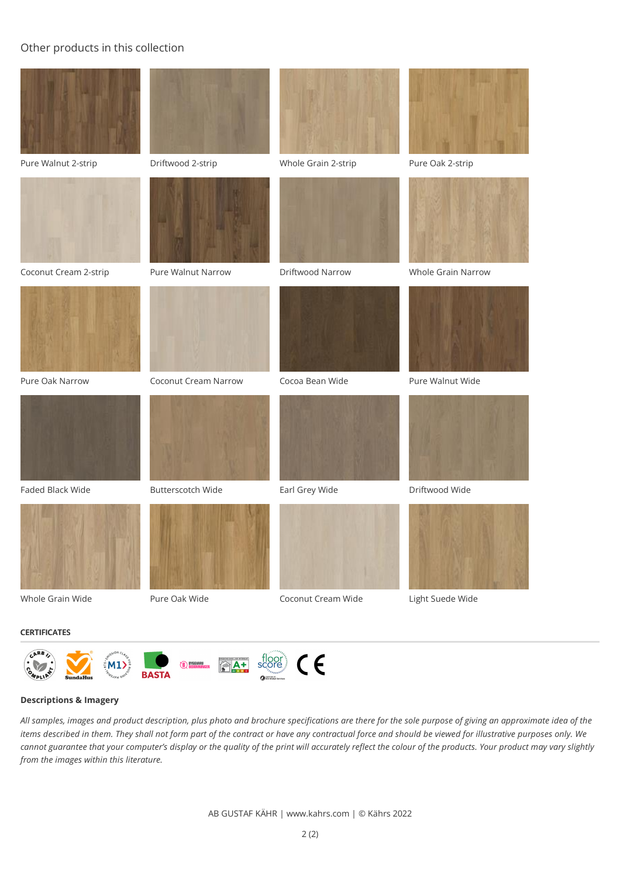Other products in this collection

Pure Walnut 2-strip

Driftwood 2-strip

Whole Grain 2-strip

Pure Oak 2-strip

Coconut Cream 2-strip

Pure Walnut Narrow

Driftwood Narrow

Whole Grain Narrow

Pure Oak Narrow

Coconut Cream Narrow

Cocoa Bean Wide

Pure Walnut Wide

Faded Black Wide

Butterscotch Wide

Earl Grey Wide

Driftwood Wide

Whole Grain Wide

Pure Oak Wide

Coconut Cream Wide

Light Suede Wide

**CERTIFICATES**

**Descriptions & Imagery**

*All samples, images and product description, plus photo and brochure specifications are there for the sole purpose of giving an approximate idea of the items described in them. They shall not form part of the contract or have any contractual force and should be viewed for illustrative purposes only. We cannot guarantee that your computer's display or the quality of the print will accurately reflect the colour of the products. Your product may vary slightly from the images within this literature.*

AB GUSTAF KÄHR | www.kahrs.com | © Kährs 2022